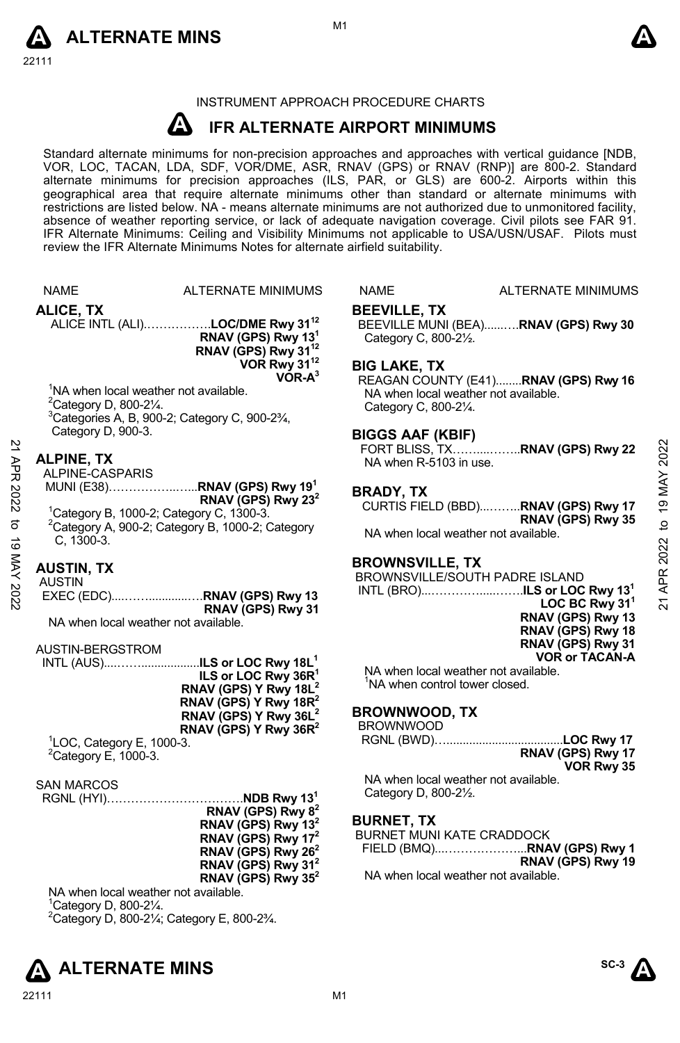INSTRUMENT APPROACH PROCEDURE CHARTS

# IFR ALTERNATE AIRPORT MINIMUMS

Standard alternate minimums for non-precision approaches and approaches with vertical guidance [NDB, VOR, LOC, TACAN, LDA, SDF, VOR/DME, ASR, RNAV (GPS) or RNAV (RNP)] are 800-2. Standard alternate minimums for precision approaches (ILS, PAR, or GLS) are 600-2. Airports within this geographical area that require alternate minimums other than standard or alternate minimums with restrictions are listed below. NA - means alternate minimums are not authorized due to unmonitored facility, absence of weather reporting service, or lack of adequate navigation coverage. Civil pilots see FAR 91. IFR Alternate Minimums: Ceiling and Visibility Minimums not applicable to USA/USN/USAF. Pilots must review the IFR Alternate Minimums Notes for alternate airfield suitability.

NAME — ALTERNATE MINIMUMS

## ALICE, TX

ALICE INTL (ALI)……………. **LOC/DME Rwy 31**[12]
**RNAV (GPS) Rwy 13**[1]
**RNAV (GPS) Rwy 31**[12]
**VOR Rwy 31**[12]
**VOR-A**[3]

[1]NA when local weather not available.
[2]Category D, 800-2¼.
[3]Categories A, B, 900-2; Category C, 900-2¾, Category D, 900-3.

## ALPINE, TX

ALPINE-CASPARIS MUNI (E38)……………..…... **RNAV (GPS) Rwy 19**[1]
**RNAV (GPS) Rwy 23**[2]

[1]Category B, 1000-2; Category C, 1300-3.
[2]Category A, 900-2; Category B, 1000-2; Category C, 1300-3.

## AUSTIN, TX

AUSTIN EXEC (EDC)....…….............… **RNAV (GPS) Rwy 13**
**RNAV (GPS) Rwy 31**

NA when local weather not available.

AUSTIN-BERGSTROM INTL (AUS)....…................... **ILS or LOC Rwy 18L**[1]
**ILS or LOC Rwy 36R**[1]
**RNAV (GPS) Y Rwy 18L**[2]
**RNAV (GPS) Y Rwy 18R**[2]
**RNAV (GPS) Y Rwy 36L**[2]
**RNAV (GPS) Y Rwy 36R**[2]

[1]LOC, Category E, 1000-3.
[2]Category E, 1000-3.

SAN MARCOS RGNL (HYI)……………………….……. **NDB Rwy 13**[1]
**RNAV (GPS) Rwy 8**[2]
**RNAV (GPS) Rwy 13**[2]
**RNAV (GPS) Rwy 17**[2]
**RNAV (GPS) Rwy 26**[2]
**RNAV (GPS) Rwy 31**[2]
**RNAV (GPS) Rwy 35**[2]

NA when local weather not available.
[1]Category D, 800-2¼.
[2]Category D, 800-2¼; Category E, 800-2¾.

## BEEVILLE, TX

BEEVILLE MUNI (BEA)......…. **RNAV (GPS) Rwy 30**
Category C, 800-2½.

## BIG LAKE, TX

REAGAN COUNTY (E41)........ **RNAV (GPS) Rwy 16**
NA when local weather not available.
Category C, 800-2¼.

## BIGGS AAF (KBIF)

FORT BLISS, TX……....…….. **RNAV (GPS) Rwy 22**
NA when R-5103 in use.

## BRADY, TX

CURTIS FIELD (BBD)....…….. **RNAV (GPS) Rwy 17**
**RNAV (GPS) Rwy 35**

NA when local weather not available.

## BROWNSVILLE, TX

BROWNSVILLE/SOUTH PADRE ISLAND INTL (BRO)...……………....…….. **ILS or LOC Rwy 13**[1]
**LOC BC Rwy 31**[1]
**RNAV (GPS) Rwy 13**
**RNAV (GPS) Rwy 18**
**RNAV (GPS) Rwy 31**
**VOR or TACAN-A**

NA when local weather not available.
[1]NA when control tower closed.

## BROWNWOOD, TX

BROWNWOOD RGNL (BWD)…................................... **LOC Rwy 17**
**RNAV (GPS) Rwy 17**
**VOR Rwy 35**

NA when local weather not available.
Category D, 800-2½.

## BURNET, TX

BURNET MUNI KATE CRADDOCK FIELD (BMQ)....……………….... **RNAV (GPS) Rwy 1**
**RNAV (GPS) Rwy 19**

NA when local weather not available.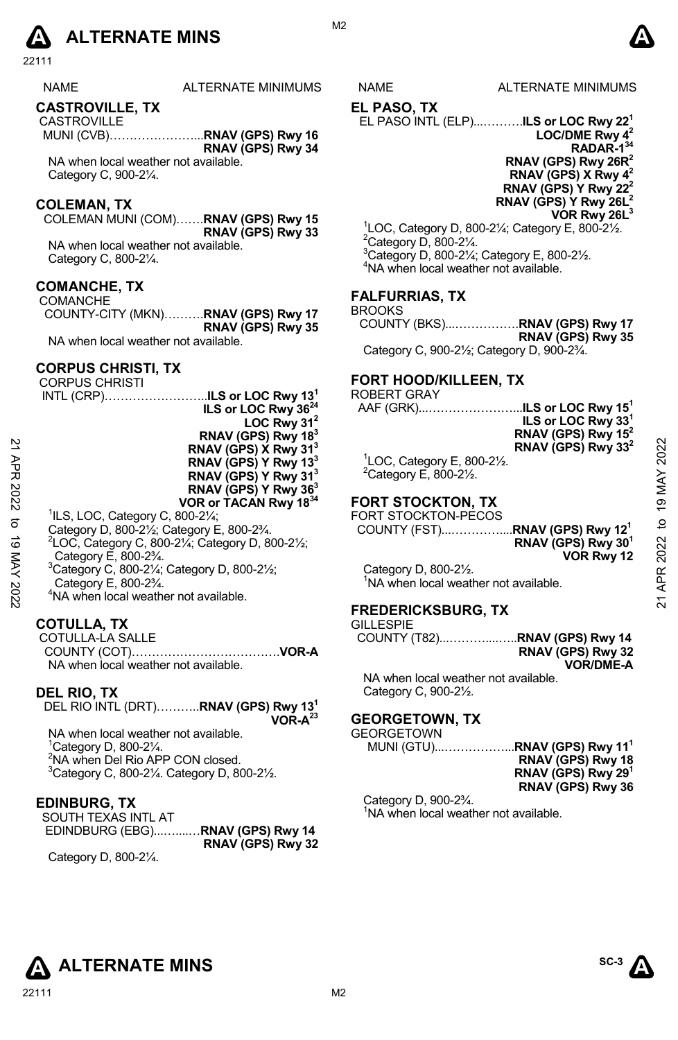# ALTERNATE MINS

| NAME | ALTERNATE MINIMUMS |
| --- | --- |

## CASTROVILLE, TX

CASTROVILLE MUNI (CVB)……………………...**RNAV (GPS) Rwy 16**
**RNAV (GPS) Rwy 34**

NA when local weather not available.
Category C, 900-2¼.

## COLEMAN, TX

COLEMAN MUNI (COM)…….**RNAV (GPS) Rwy 15**
**RNAV (GPS) Rwy 33**

NA when local weather not available.
Category C, 800-2¼.

## COMANCHE, TX

COMANCHE COUNTY-CITY (MKN)……….**RNAV (GPS) Rwy 17**
**RNAV (GPS) Rwy 35**

NA when local weather not available.

## CORPUS CHRISTI, TX

CORPUS CHRISTI INTL (CRP)……………………..**ILS or LOC Rwy 13**[1]
**ILS or LOC Rwy 36**[24]
**LOC Rwy 31**[2]
**RNAV (GPS) Rwy 18**[3]
**RNAV (GPS) X Rwy 31**[3]
**RNAV (GPS) Y Rwy 13**[3]
**RNAV (GPS) Y Rwy 31**[3]
**RNAV (GPS) Y Rwy 36**[3]
**VOR or TACAN Rwy 18**[34]

[1]ILS, LOC, Category C, 800-2¼;
Category D, 800-2½; Category E, 800-2¾.
[2]LOC, Category C, 800-2¼; Category D, 800-2½;
Category E, 800-2¾.
[3]Category C, 800-2¼; Category D, 800-2½;
Category E, 800-2¾.
[4]NA when local weather not available.

## COTULLA, TX

COTULLA-LA SALLE COUNTY (COT)……………………………….**VOR-A**

NA when local weather not available.

## DEL RIO, TX

DEL RIO INTL (DRT)………..**RNAV (GPS) Rwy 13**[1]
**VOR-A**[23]

NA when local weather not available.
[1]Category D, 800-2¼.
[2]NA when Del Rio APP CON closed.
[3]Category C, 800-2¼. Category D, 800-2½.

## EDINBURG, TX

SOUTH TEXAS INTL AT EDINDBURG (EBG)...……..…**RNAV (GPS) Rwy 14**
**RNAV (GPS) Rwy 32**

Category D, 800-2¼.

## EL PASO, TX

EL PASO INTL (ELP)...……….**ILS or LOC Rwy 22**[1]
**LOC/DME Rwy 4**[2]
**RADAR-1**[34]
**RNAV (GPS) Rwy 26R**[2]
**RNAV (GPS) X Rwy 4**[2]
**RNAV (GPS) Y Rwy 22**[2]
**RNAV (GPS) Y Rwy 26L**[2]
**VOR Rwy 26L**[3]

[1]LOC, Category D, 800-2¼; Category E, 800-2½.
[2]Category D, 800-2¼.
[3]Category D, 800-2¼; Category E, 800-2½.
[4]NA when local weather not available.

## FALFURRIAS, TX

BROOKS COUNTY (BKS)...……………..**RNAV (GPS) Rwy 17**
**RNAV (GPS) Rwy 35**

Category C, 900-2½; Category D, 900-2¾.

## FORT HOOD/KILLEEN, TX

ROBERT GRAY AAF (GRK)...………………….....**ILS or LOC Rwy 15**[1]
**ILS or LOC Rwy 33**[1]
**RNAV (GPS) Rwy 15**[2]
**RNAV (GPS) Rwy 33**[2]

[1]LOC, Category E, 800-2½.
[2]Category E, 800-2½.

## FORT STOCKTON, TX

FORT STOCKTON-PECOS COUNTY (FST)...…………....**RNAV (GPS) Rwy 12**[1]
**RNAV (GPS) Rwy 30**[1]
**VOR Rwy 12**

Category D, 800-2½.
[1]NA when local weather not available.

## FREDERICKSBURG, TX

GILLESPIE COUNTY (T82)...………....…..**RNAV (GPS) Rwy 14**
**RNAV (GPS) Rwy 32**
**VOR/DME-A**

NA when local weather not available.
Category C, 900-2½.

## GEORGETOWN, TX

GEORGETOWN MUNI (GTU)...……………....**RNAV (GPS) Rwy 11**[1]
**RNAV (GPS) Rwy 18**
**RNAV (GPS) Rwy 29**[1]
**RNAV (GPS) Rwy 36**

Category D, 900-2¾.
[1]NA when local weather not available.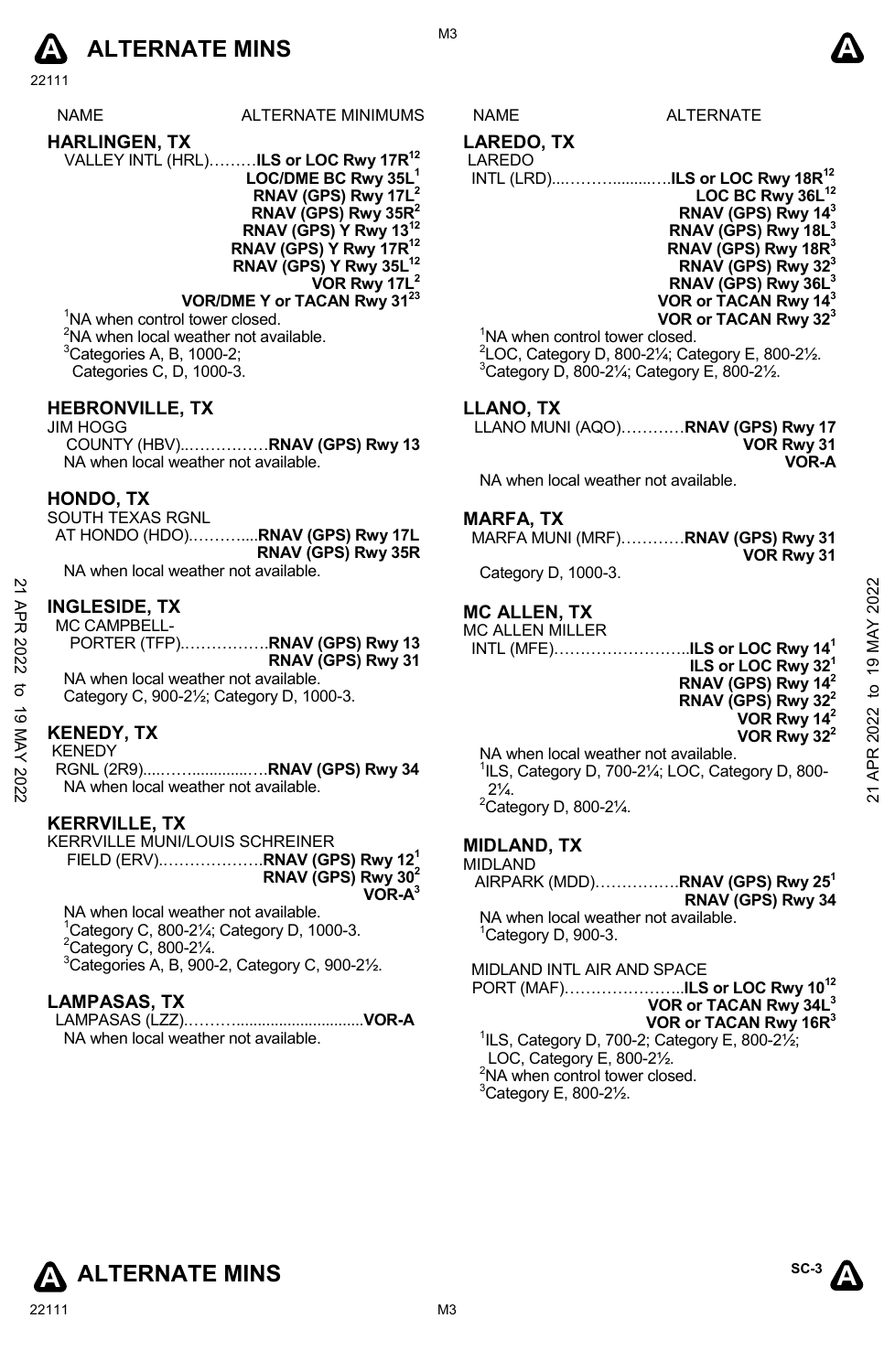| NAME | ALTERNATE MINIMUMS |
| --- | --- |

## HARLINGEN, TX

VALLEY INTL (HRL)………**ILS or LOC Rwy 17R**[12]
**LOC/DME BC Rwy 35L**[1]
**RNAV (GPS) Rwy 17L**[2]
**RNAV (GPS) Rwy 35R**[2]
**RNAV (GPS) Y Rwy 13**[12]
**RNAV (GPS) Y Rwy 17R**[12]
**RNAV (GPS) Y Rwy 35L**[12]
**VOR Rwy 17L**[2]
**VOR/DME Y or TACAN Rwy 31**[23]

[1]NA when control tower closed.
[2]NA when local weather not available.
[3]Categories A, B, 1000-2;
Categories C, D, 1000-3.

## HEBRONVILLE, TX

JIM HOGG
COUNTY (HBV)..……………**RNAV (GPS) Rwy 13**
NA when local weather not available.

## HONDO, TX

SOUTH TEXAS RGNL
AT HONDO (HDO)………....**RNAV (GPS) Rwy 17L**
**RNAV (GPS) Rwy 35R**
NA when local weather not available.

## INGLESIDE, TX

MC CAMPBELL-
PORTER (TFP)..……………**RNAV (GPS) Rwy 13**
**RNAV (GPS) Rwy 31**
NA when local weather not available.
Category C, 900-2½; Category D, 1000-3.

## KENEDY, TX

KENEDY
RGNL (2R9)....……..............…**RNAV (GPS) Rwy 34**
NA when local weather not available.

## KERRVILLE, TX

KERRVILLE MUNI/LOUIS SCHREINER
FIELD (ERV).………………**RNAV (GPS) Rwy 12**[1]
**RNAV (GPS) Rwy 30**[2]
**VOR-A**[3]

NA when local weather not available.
[1]Category C, 800-2¼; Category D, 1000-3.
[2]Category C, 800-2¼.
[3]Categories A, B, 900-2, Category C, 900-2½.

## LAMPASAS, TX

LAMPASAS (LZZ).………...............................**VOR-A**
NA when local weather not available.

| NAME | ALTERNATE |
| --- | --- |

## LAREDO, TX

LAREDO
INTL (LRD)...……….........….**ILS or LOC Rwy 18R**[12]
**LOC BC Rwy 36L**[12]
**RNAV (GPS) Rwy 14**[3]
**RNAV (GPS) Rwy 18L**[3]
**RNAV (GPS) Rwy 18R**[3]
**RNAV (GPS) Rwy 32**[3]
**RNAV (GPS) Rwy 36L**[3]
**VOR or TACAN Rwy 14**[3]
**VOR or TACAN Rwy 32**[3]

[1]NA when control tower closed.
[2]LOC, Category D, 800-2¼; Category E, 800-2½.
[3]Category D, 800-2¼; Category E, 800-2½.

## LLANO, TX

LLANO MUNI (AQO)…………**RNAV (GPS) Rwy 17**
**VOR Rwy 31**
**VOR-A**

NA when local weather not available.

## MARFA, TX

MARFA MUNI (MRF)…………**RNAV (GPS) Rwy 31**
**VOR Rwy 31**

Category D, 1000-3.

## MC ALLEN, TX

MC ALLEN MILLER
INTL (MFE)……….…………..**ILS or LOC Rwy 14**[1]
**ILS or LOC Rwy 32**[1]
**RNAV (GPS) Rwy 14**[2]
**RNAV (GPS) Rwy 32**[2]
**VOR Rwy 14**[2]
**VOR Rwy 32**[2]

NA when local weather not available.
[1]ILS, Category D, 700-2¼; LOC, Category D, 800-2¼.
[2]Category D, 800-2¼.

## MIDLAND, TX

MIDLAND
AIRPARK (MDD)…………….**RNAV (GPS) Rwy 25**[1]
**RNAV (GPS) Rwy 34**

NA when local weather not available.
[1]Category D, 900-3.

MIDLAND INTL AIR AND SPACE
PORT (MAF)…………………..**ILS or LOC Rwy 10**[12]
**VOR or TACAN Rwy 34L**[3]
**VOR or TACAN Rwy 16R**[3]

[1]ILS, Category D, 700-2; Category E, 800-2½;
LOC, Category E, 800-2½.
[2]NA when control tower closed.
[3]Category E, 800-2½.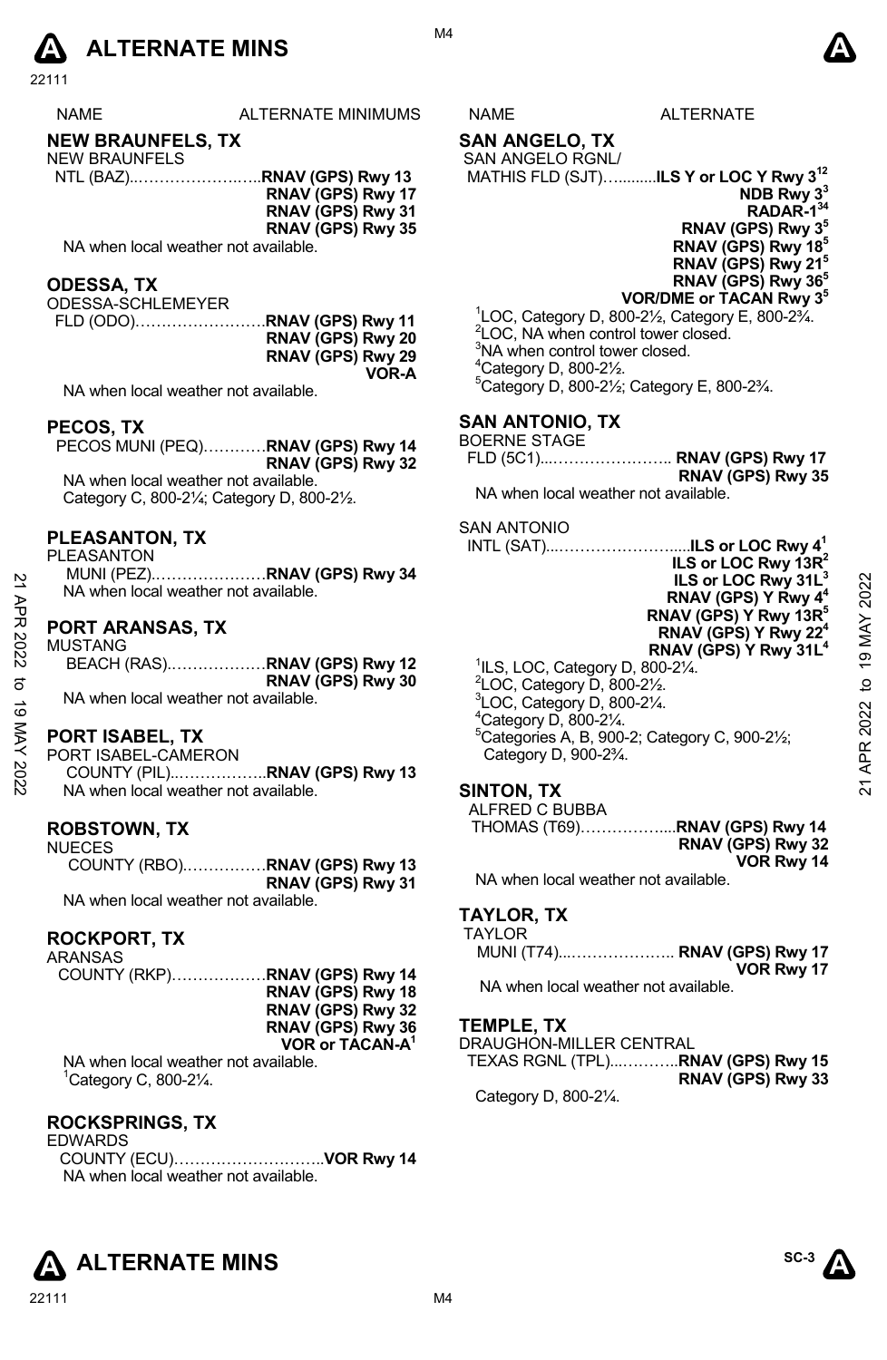# ALTERNATE MINS

| NAME | ALTERNATE MINIMUMS |
|---|---|

## NEW BRAUNFELS, TX

NEW BRAUNFELS
NTL (BAZ)……………………**RNAV (GPS) Rwy 13**
**RNAV (GPS) Rwy 17**
**RNAV (GPS) Rwy 31**
**RNAV (GPS) Rwy 35**

NA when local weather not available.

## ODESSA, TX

ODESSA-SCHLEMEYER
FLD (ODO)……………………**RNAV (GPS) Rwy 11**
**RNAV (GPS) Rwy 20**
**RNAV (GPS) Rwy 29**
**VOR-A**

NA when local weather not available.

## PECOS, TX

PECOS MUNI (PEQ)…………**RNAV (GPS) Rwy 14**
**RNAV (GPS) Rwy 32**

NA when local weather not available.
Category C, 800-2¼; Category D, 800-2½.

## PLEASANTON, TX

PLEASANTON
MUNI (PEZ)…………………**RNAV (GPS) Rwy 34**

NA when local weather not available.

## PORT ARANSAS, TX

MUSTANG
BEACH (RAS)………………**RNAV (GPS) Rwy 12**
**RNAV (GPS) Rwy 30**

NA when local weather not available.

## PORT ISABEL, TX

PORT ISABEL-CAMERON
COUNTY (PIL)………………**RNAV (GPS) Rwy 13**

NA when local weather not available.

## ROBSTOWN, TX

NUECES
COUNTY (RBO)……………**RNAV (GPS) Rwy 13**
**RNAV (GPS) Rwy 31**

NA when local weather not available.

## ROCKPORT, TX

ARANSAS
COUNTY (RKP)………………**RNAV (GPS) Rwy 14**
**RNAV (GPS) Rwy 18**
**RNAV (GPS) Rwy 32**
**RNAV (GPS) Rwy 36**
**VOR or TACAN-A**[1]

NA when local weather not available.
[1]Category C, 800-2¼.

## ROCKSPRINGS, TX

EDWARDS
COUNTY (ECU)………………………**VOR Rwy 14**

NA when local weather not available.

| NAME | ALTERNATE |
|---|---|

## SAN ANGELO, TX

SAN ANGELO RGNL/
MATHIS FLD (SJT)………**ILS Y or LOC Y Rwy 3**[1,2]
**NDB Rwy 3**[3]
**RADAR-1**[3,4]
**RNAV (GPS) Rwy 3**[5]
**RNAV (GPS) Rwy 18**[5]
**RNAV (GPS) Rwy 21**[5]
**RNAV (GPS) Rwy 36**[5]
**VOR/DME or TACAN Rwy 3**[5]

[1]LOC, Category D, 800-2½, Category E, 800-2¾.
[2]LOC, NA when control tower closed.
[3]NA when control tower closed.
[4]Category D, 800-2½.
[5]Category D, 800-2½; Category E, 800-2¾.

## SAN ANTONIO, TX

BOERNE STAGE
FLD (5C1)……………………… **RNAV (GPS) Rwy 17**
**RNAV (GPS) Rwy 35**

NA when local weather not available.

SAN ANTONIO
INTL (SAT)……………………**ILS or LOC Rwy 4**[1]
**ILS or LOC Rwy 13R**[2]
**ILS or LOC Rwy 31L**[3]
**RNAV (GPS) Y Rwy 4**[4]
**RNAV (GPS) Y Rwy 13R**[5]
**RNAV (GPS) Y Rwy 22**[4]
**RNAV (GPS) Y Rwy 31L**[4]

[1]ILS, LOC, Category D, 800-2¼.
[2]LOC, Category D, 800-2½.
[3]LOC, Category D, 800-2¼.
[4]Category D, 800-2¼.
[5]Categories A, B, 900-2; Category C, 900-2½; Category D, 900-2¾.

## SINTON, TX

ALFRED C BUBBA
THOMAS (T69)………………**RNAV (GPS) Rwy 14**
**RNAV (GPS) Rwy 32**
**VOR Rwy 14**

NA when local weather not available.

## TAYLOR, TX

TAYLOR
MUNI (T74)………………… **RNAV (GPS) Rwy 17**
**VOR Rwy 17**

NA when local weather not available.

## TEMPLE, TX

DRAUGHON-MILLER CENTRAL
TEXAS RGNL (TPL)…………**RNAV (GPS) Rwy 15**
**RNAV (GPS) Rwy 33**

Category D, 800-2¼.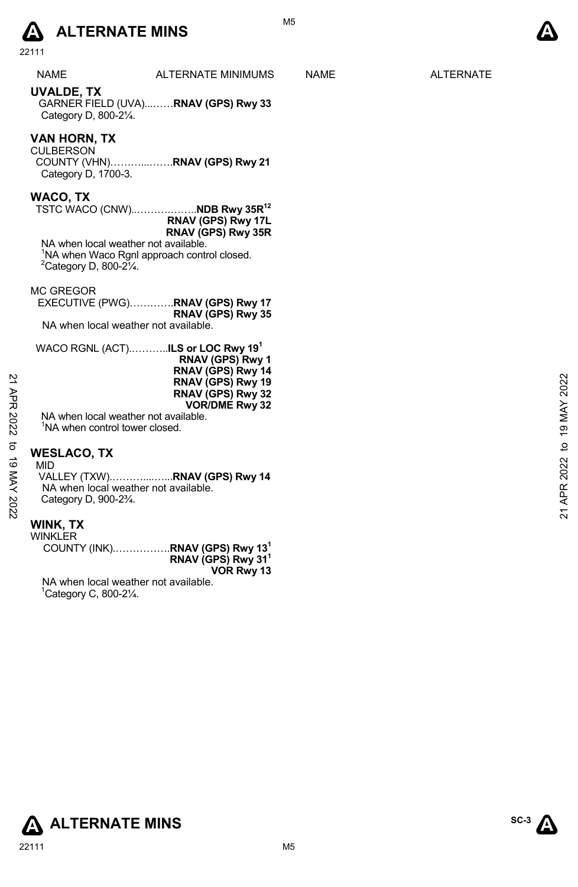| NAME | ALTERNATE MINIMUMS | NAME | ALTERNATE |
|---|---|---|---|

**UVALDE, TX**

GARNER FIELD (UVA)..……**RNAV (GPS) Rwy 33**
Category D, 800-2¼.

**VAN HORN, TX**

CULBERSON
COUNTY (VHN)……….....…….**RNAV (GPS) Rwy 21**
Category D, 1700-3.

**WACO, TX**

TSTC WACO (CNW)..……….……..**NDB Rwy 35R**[12]
**RNAV (GPS) Rwy 17L**
**RNAV (GPS) Rwy 35R**
NA when local weather not available.
[1]NA when Waco Rgnl approach control closed.
[2]Category D, 800-2¼.

MC GREGOR
EXECUTIVE (PWG)………….**RNAV (GPS) Rwy 17**
**RNAV (GPS) Rwy 35**
NA when local weather not available.

WACO RGNL (ACT).………..**ILS or LOC Rwy 19**[1]
**RNAV (GPS) Rwy 1**
**RNAV (GPS) Rwy 14**
**RNAV (GPS) Rwy 19**
**RNAV (GPS) Rwy 32**
**VOR/DME Rwy 32**
NA when local weather not available.
[1]NA when control tower closed.

**WESLACO, TX**

MID
VALLEY (TXW).………...…...**RNAV (GPS) Rwy 14**
NA when local weather not available.
Category D, 900-2¾.

**WINK, TX**

WINKLER
COUNTY (INK).……………..**RNAV (GPS) Rwy 13**[1]
**RNAV (GPS) Rwy 31**[1]
**VOR Rwy 13**
NA when local weather not available.
[1]Category C, 800-2¼.